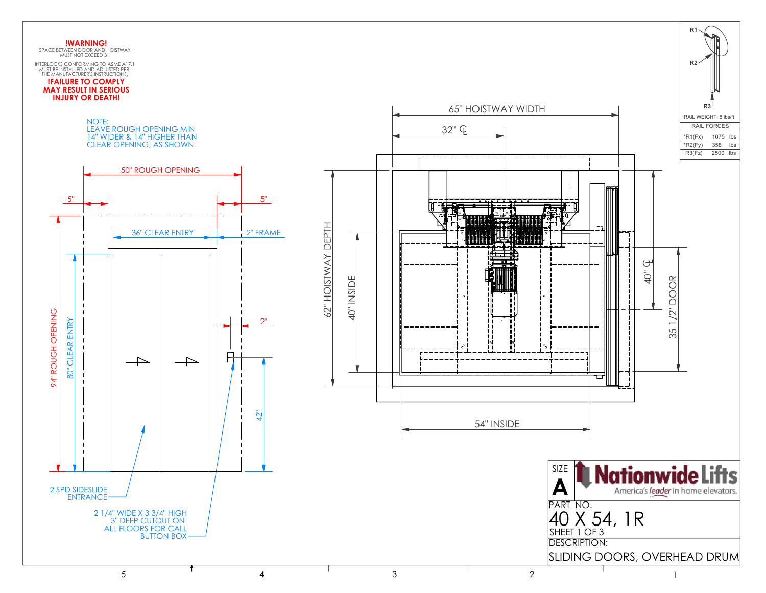**!WARNING!**

SPACE BETWEEN DOOR AND HOISTWAY MUST NOT EXCEED 3"!

INTERLOCKS CONFORMING TO ASME A17.1 MUST BE INSTALLED AND ADJUSTED PER THE MANUFACTURER'S INSTRUCTIONS.

**!FAILURE TO COMPLY MAY RESULT IN SERIOUS INJURY OR DEATH!**

NOTE:
LEAVE ROUGH OPENING MIN 14" WIDER & 14" HIGHER THAN CLEAR OPENING, AS SHOWN.

50" ROUGH OPENING

5"

5"

36" CLEAR ENTRY

2" FRAME

94" ROUGH OPENING

80" CLEAR ENTRY

2"

42"

2 SPD SIDESLIDE ENTRANCE

2 1/4" WIDE X 3 3/4" HIGH 3" DEEP CUTOUT ON ALL FLOORS FOR CALL BUTTON BOX

65" HOISTWAY WIDTH

32" ℄

62" HOISTWAY DEPTH

40" INSIDE

40" ℄

35 1/2" DOOR

54" INSIDE

R1

R2

R3

RAIL WEIGHT: 8 lbs/ft

| RAIL FORCES | | |
|---|---|---|
| *R1(Fx) | 1075 | lbs |
| *R2(Fy) | 358 | lbs |
| R3(Fz) | 2500 | lbs |

SIZE
**A**

**Nationwide Lifts**
America's *leader* in home elevators.

PART NO.
40 X 54, 1R

SHEET 1 OF 3

DESCRIPTION:
SLIDING DOORS, OVERHEAD DRUM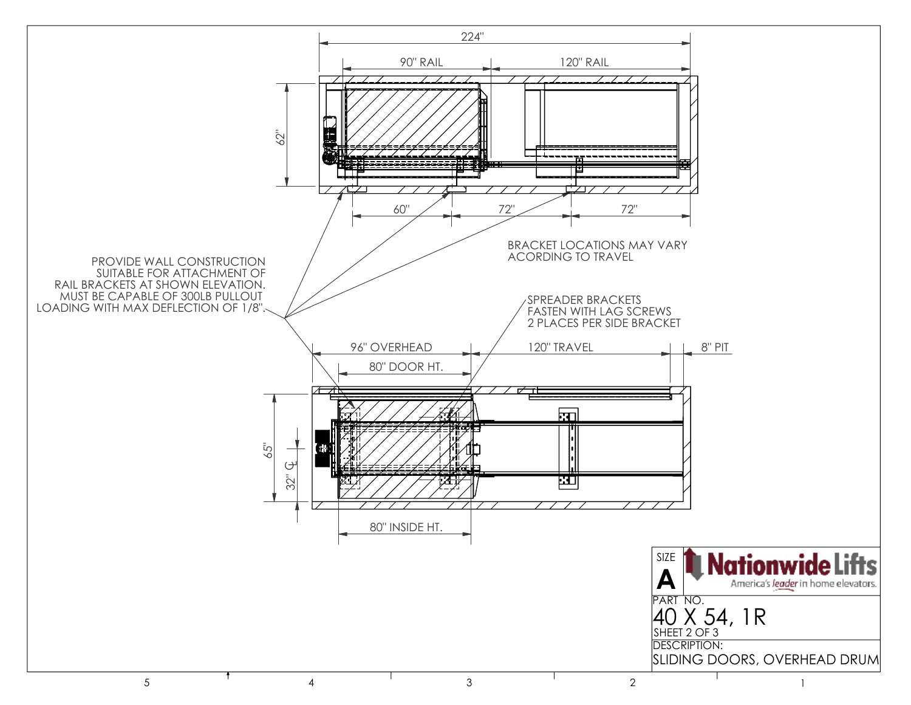224"

90" RAIL

120" RAIL

62"

60"

72"

72"

BRACKET LOCATIONS MAY VARY ACORDING TO TRAVEL

PROVIDE WALL CONSTRUCTION SUITABLE FOR ATTACHMENT OF RAIL BRACKETS AT SHOWN ELEVATION. MUST BE CAPABLE OF 300LB PULLOUT LOADING WITH MAX DEFLECTION OF 1/8".

SPREADER BRACKETS FASTEN WITH LAG SCREWS 2 PLACES PER SIDE BRACKET

96" OVERHEAD

120" TRAVEL

8" PIT

80" DOOR HT.

65"

32" ℄

80" INSIDE HT.

| SIZE | Nationwide Lifts — America's leader in home elevators. |
|---|---|
| A | |
| PART NO. | 40 X 54, 1R |
| SHEET 2 OF 3 | |
| DESCRIPTION: | SLIDING DOORS, OVERHEAD DRUM |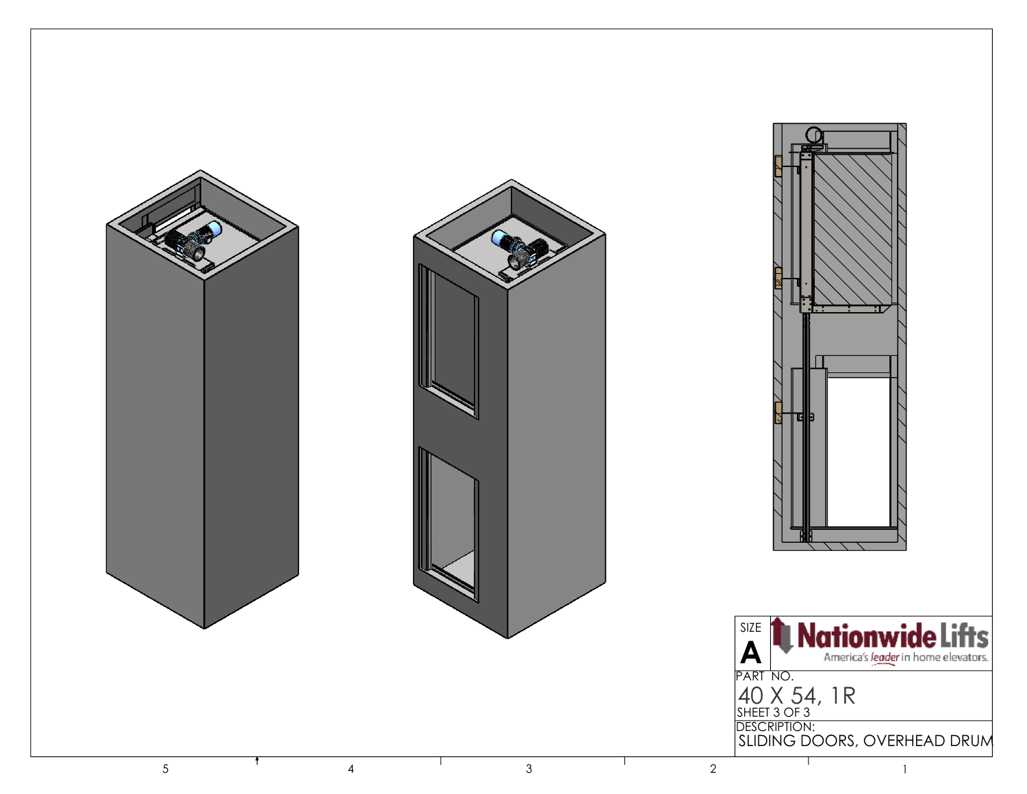SIZE

A

**Nationwide Lifts**

America's leader in home elevators.

PART NO.

40 X 54, 1R

SHEET 3 OF 3

DESCRIPTION:

SLIDING DOORS, OVERHEAD DRUM